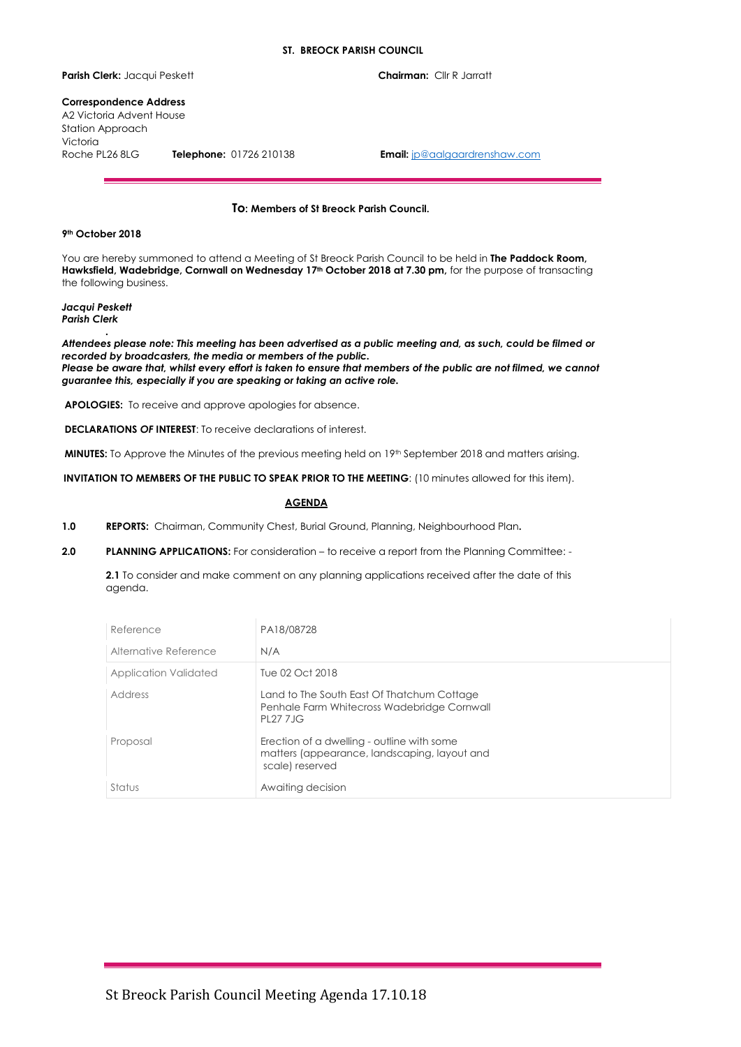**ST. BREOCK PARISH COUNCIL**

**Parish Clerk:** Jacqui Peskett **Chairman:** Cllr R Jarratt

**Correspondence Address**
A2 Victoria Advent House
Station Approach
Victoria
Roche PL26 8LG **Telephone:** 01726 210138 **Email:** jp@aalgaardrenshaw.com

**To: Members of St Breock Parish Council.**

**9th October 2018**

You are hereby summoned to attend a Meeting of St Breock Parish Council to be held in **The Paddock Room, Hawksfield, Wadebridge, Cornwall on Wednesday 17th October 2018 at 7.30 pm,** for the purpose of transacting the following business.

***Jacqui Peskett***
***Parish Clerk***

***Attendees please note: This meeting has been advertised as a public meeting and, as such, could be filmed or recorded by broadcasters, the media or members of the public.***
***Please be aware that, whilst every effort is taken to ensure that members of the public are not filmed, we cannot guarantee this, especially if you are speaking or taking an active role.***

**APOLOGIES:** To receive and approve apologies for absence.

**DECLARATIONS OF INTEREST**: To receive declarations of interest.

**MINUTES:** To Approve the Minutes of the previous meeting held on 19th September 2018 and matters arising.

**INVITATION TO MEMBERS OF THE PUBLIC TO SPEAK PRIOR TO THE MEETING**: (10 minutes allowed for this item).

**AGENDA**

**1.0** **REPORTS:** Chairman, Community Chest, Burial Ground, Planning, Neighbourhood Plan**.**

**2.0** **PLANNING APPLICATIONS:** For consideration – to receive a report from the Planning Committee: -

**2.1** To consider and make comment on any planning applications received after the date of this agenda.

| Reference | PA18/08728 |
|---|---|
| Alternative Reference | N/A |
| Application Validated | Tue 02 Oct 2018 |
| Address | Land to The South East Of Thatchum Cottage Penhale Farm Whitecross Wadebridge Cornwall PL27 7JG |
| Proposal | Erection of a dwelling - outline with some matters (appearance, landscaping, layout and scale) reserved |
| Status | Awaiting decision |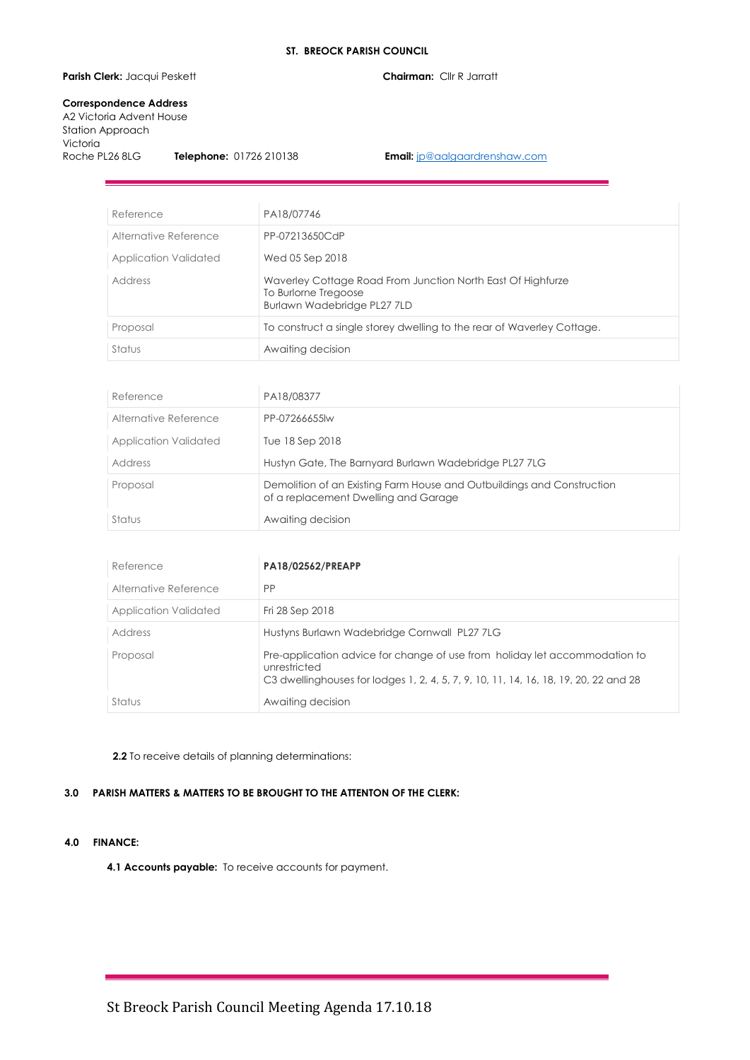**ST. BREOCK PARISH COUNCIL**

**Parish Clerk:** Jacqui Peskett **Chairman:** Cllr R Jarratt

**Correspondence Address**
A2 Victoria Advent House
Station Approach
Victoria
Roche PL26 8LG **Telephone:** 01726 210138 **Email:** jp@aalgaardrenshaw.com

| | |
|---|---|
| Reference | PA18/07746 |
| Alternative Reference | PP-07213650CdP |
| Application Validated | Wed 05 Sep 2018 |
| Address | Waverley Cottage Road From Junction North East Of Highfurze To Burlorne Tregoose Burlawn Wadebridge PL27 7LD |
| Proposal | To construct a single storey dwelling to the rear of Waverley Cottage. |
| Status | Awaiting decision |

| | |
|---|---|
| Reference | PA18/08377 |
| Alternative Reference | PP-07266655lw |
| Application Validated | Tue 18 Sep 2018 |
| Address | Hustyn Gate, The Barnyard Burlawn Wadebridge PL27 7LG |
| Proposal | Demolition of an Existing Farm House and Outbuildings and Construction of a replacement Dwelling and Garage |
| Status | Awaiting decision |

| | |
|---|---|
| Reference | **PA18/02562/PREAPP** |
| Alternative Reference | PP |
| Application Validated | Fri 28 Sep 2018 |
| Address | Hustyns Burlawn Wadebridge Cornwall PL27 7LG |
| Proposal | Pre-application advice for change of use from holiday let accommodation to unrestricted C3 dwellinghouses for lodges 1, 2, 4, 5, 7, 9, 10, 11, 14, 16, 18, 19, 20, 22 and 28 |
| Status | Awaiting decision |

**2.2** To receive details of planning determinations:

**3.0 PARISH MATTERS & MATTERS TO BE BROUGHT TO THE ATTENTON OF THE CLERK:**

**4.0 FINANCE:**

**4.1 Accounts payable:** To receive accounts for payment.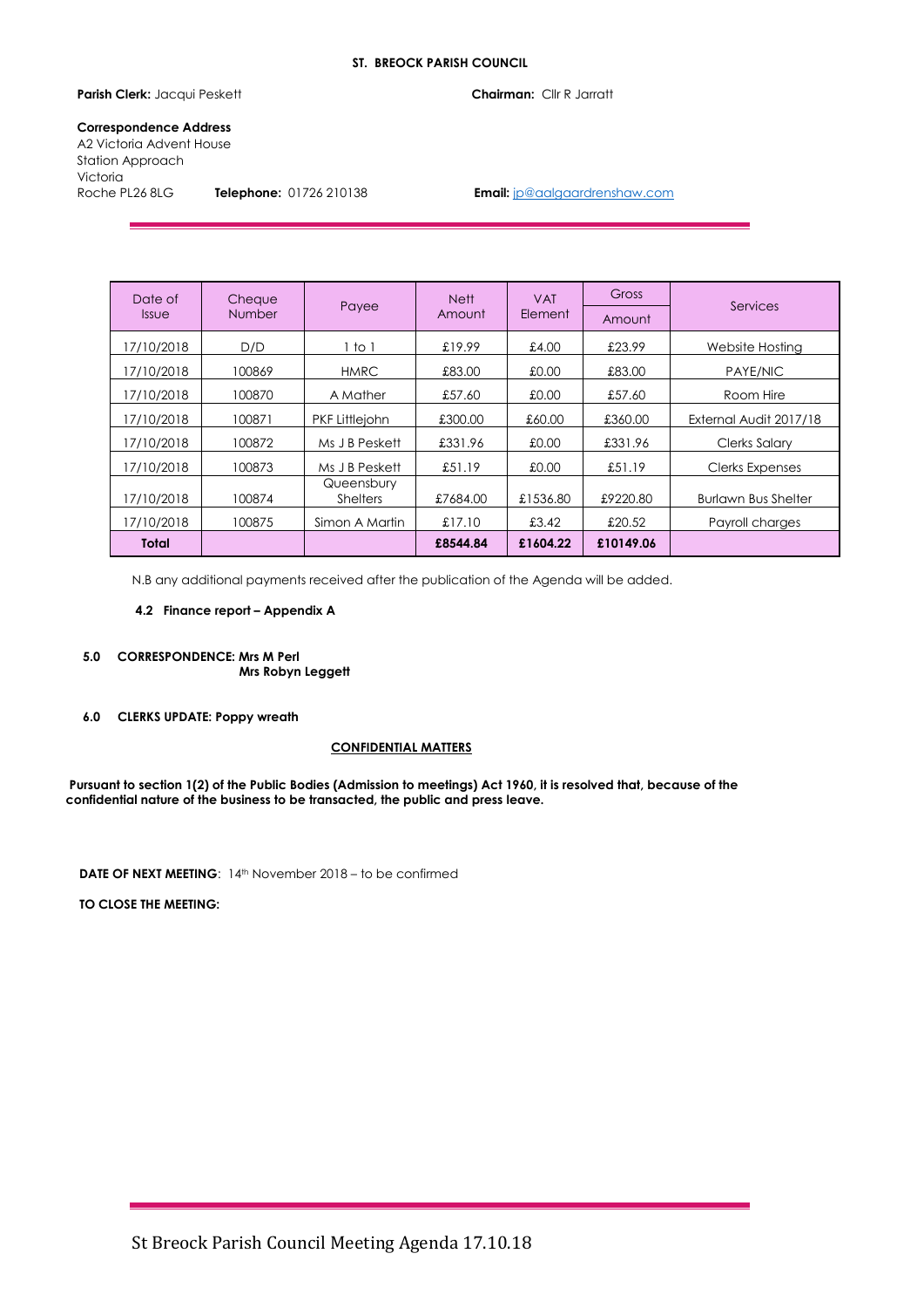**ST. BREOCK PARISH COUNCIL**

**Parish Clerk:** Jacqui Peskett **Chairman:** Cllr R Jarratt

**Correspondence Address**
A2 Victoria Advent House
Station Approach
Victoria
Roche PL26 8LG **Telephone:** 01726 210138 **Email:** jp@aalgaardrenshaw.com

| Date of Issue | Cheque Number | Payee | Nett Amount | VAT Element | Gross Amount | Services |
|---|---|---|---|---|---|---|
| 17/10/2018 | D/D | 1 to 1 | £19.99 | £4.00 | £23.99 | Website Hosting |
| 17/10/2018 | 100869 | HMRC | £83.00 | £0.00 | £83.00 | PAYE/NIC |
| 17/10/2018 | 100870 | A Mather | £57.60 | £0.00 | £57.60 | Room Hire |
| 17/10/2018 | 100871 | PKF Littlejohn | £300.00 | £60.00 | £360.00 | External Audit 2017/18 |
| 17/10/2018 | 100872 | Ms J B Peskett | £331.96 | £0.00 | £331.96 | Clerks Salary |
| 17/10/2018 | 100873 | Ms J B Peskett | £51.19 | £0.00 | £51.19 | Clerks Expenses |
| 17/10/2018 | 100874 | Queensbury Shelters | £7684.00 | £1536.80 | £9220.80 | Burlawn Bus Shelter |
| 17/10/2018 | 100875 | Simon A Martin | £17.10 | £3.42 | £20.52 | Payroll charges |
| **Total** | | | **£8544.84** | **£1604.22** | **£10149.06** | |

N.B any additional payments received after the publication of the Agenda will be added.

**4.2 Finance report – Appendix A**

**5.0 CORRESPONDENCE: Mrs M Perl**
**Mrs Robyn Leggett**

**6.0 CLERKS UPDATE: Poppy wreath**

**CONFIDENTIAL MATTERS**

**Pursuant to section 1(2) of the Public Bodies (Admission to meetings) Act 1960, it is resolved that, because of the confidential nature of the business to be transacted, the public and press leave.**

**DATE OF NEXT MEETING**: 14th November 2018 – to be confirmed

**TO CLOSE THE MEETING:**